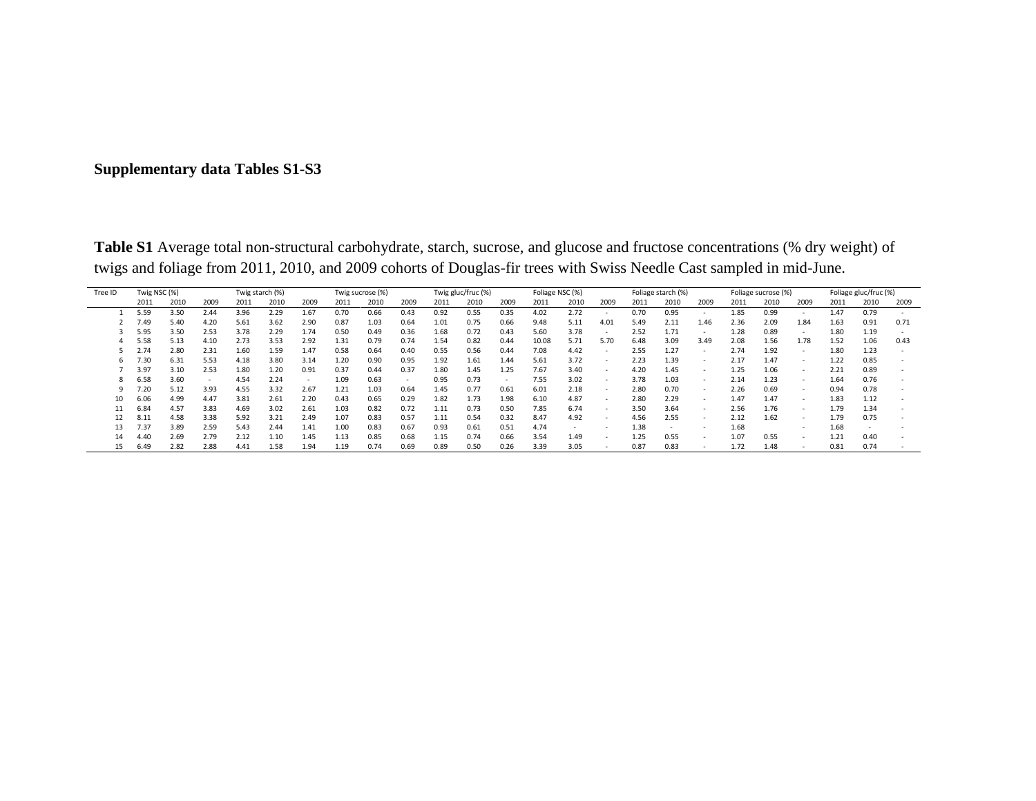**Supplementary data Tables S1-S3**

**Table S1** Average total non-structural carbohydrate, starch, sucrose, and glucose and fructose concentrations (% dry weight) of twigs and foliage from 2011, 2010, and 2009 cohorts of Douglas-fir trees with Swiss Needle Cast sampled in mid-June.

| Tree ID | Twig NSC (%) | | | Twig starch (%) | | | Twig sucrose (%) | | | Twig gluc/fruc (%) | | | Foliage NSC (%) | | | Foliage starch (%) | | | Foliage sucrose (%) | | | Foliage gluc/fruc (%) | | |
|---|---|---|---|---|---|---|---|---|---|---|---|---|---|---|---|---|---|---|---|---|---|---|---|---|
| | 2011 | 2010 | 2009 | 2011 | 2010 | 2009 | 2011 | 2010 | 2009 | 2011 | 2010 | 2009 | 2011 | 2010 | 2009 | 2011 | 2010 | 2009 | 2011 | 2010 | 2009 | 2011 | 2010 | 2009 |
| 1 | 5.59 | 3.50 | 2.44 | 3.96 | 2.29 | 1.67 | 0.70 | 0.66 | 0.43 | 0.92 | 0.55 | 0.35 | 4.02 | 2.72 | - | 0.70 | 0.95 | - | 1.85 | 0.99 | - | 1.47 | 0.79 | - |
| 2 | 7.49 | 5.40 | 4.20 | 5.61 | 3.62 | 2.90 | 0.87 | 1.03 | 0.64 | 1.01 | 0.75 | 0.66 | 9.48 | 5.11 | 4.01 | 5.49 | 2.11 | 1.46 | 2.36 | 2.09 | 1.84 | 1.63 | 0.91 | 0.71 |
| 3 | 5.95 | 3.50 | 2.53 | 3.78 | 2.29 | 1.74 | 0.50 | 0.49 | 0.36 | 1.68 | 0.72 | 0.43 | 5.60 | 3.78 | - | 2.52 | 1.71 | - | 1.28 | 0.89 | - | 1.80 | 1.19 | - |
| 4 | 5.58 | 5.13 | 4.10 | 2.73 | 3.53 | 2.92 | 1.31 | 0.79 | 0.74 | 1.54 | 0.82 | 0.44 | 10.08 | 5.71 | 5.70 | 6.48 | 3.09 | 3.49 | 2.08 | 1.56 | 1.78 | 1.52 | 1.06 | 0.43 |
| 5 | 2.74 | 2.80 | 2.31 | 1.60 | 1.59 | 1.47 | 0.58 | 0.64 | 0.40 | 0.55 | 0.56 | 0.44 | 7.08 | 4.42 | - | 2.55 | 1.27 | - | 2.74 | 1.92 | - | 1.80 | 1.23 | - |
| 6 | 7.30 | 6.31 | 5.53 | 4.18 | 3.80 | 3.14 | 1.20 | 0.90 | 0.95 | 1.92 | 1.61 | 1.44 | 5.61 | 3.72 | - | 2.23 | 1.39 | - | 2.17 | 1.47 | - | 1.22 | 0.85 | - |
| 7 | 3.97 | 3.10 | 2.53 | 1.80 | 1.20 | 0.91 | 0.37 | 0.44 | 0.37 | 1.80 | 1.45 | 1.25 | 7.67 | 3.40 | - | 4.20 | 1.45 | - | 1.25 | 1.06 | - | 2.21 | 0.89 | - |
| 8 | 6.58 | 3.60 | - | 4.54 | 2.24 | - | 1.09 | 0.63 | - | 0.95 | 0.73 | - | 7.55 | 3.02 | - | 3.78 | 1.03 | - | 2.14 | 1.23 | - | 1.64 | 0.76 | - |
| 9 | 7.20 | 5.12 | 3.93 | 4.55 | 3.32 | 2.67 | 1.21 | 1.03 | 0.64 | 1.45 | 0.77 | 0.61 | 6.01 | 2.18 | - | 2.80 | 0.70 | - | 2.26 | 0.69 | - | 0.94 | 0.78 | - |
| 10 | 6.06 | 4.99 | 4.47 | 3.81 | 2.61 | 2.20 | 0.43 | 0.65 | 0.29 | 1.82 | 1.73 | 1.98 | 6.10 | 4.87 | - | 2.80 | 2.29 | - | 1.47 | 1.47 | - | 1.83 | 1.12 | - |
| 11 | 6.84 | 4.57 | 3.83 | 4.69 | 3.02 | 2.61 | 1.03 | 0.82 | 0.72 | 1.11 | 0.73 | 0.50 | 7.85 | 6.74 | - | 3.50 | 3.64 | - | 2.56 | 1.76 | - | 1.79 | 1.34 | - |
| 12 | 8.11 | 4.58 | 3.38 | 5.92 | 3.21 | 2.49 | 1.07 | 0.83 | 0.57 | 1.11 | 0.54 | 0.32 | 8.47 | 4.92 | - | 4.56 | 2.55 | - | 2.12 | 1.62 | - | 1.79 | 0.75 | - |
| 13 | 7.37 | 3.89 | 2.59 | 5.43 | 2.44 | 1.41 | 1.00 | 0.83 | 0.67 | 0.93 | 0.61 | 0.51 | 4.74 | - | - | 1.38 | - | - | 1.68 | | - | 1.68 | - | - |
| 14 | 4.40 | 2.69 | 2.79 | 2.12 | 1.10 | 1.45 | 1.13 | 0.85 | 0.68 | 1.15 | 0.74 | 0.66 | 3.54 | 1.49 | - | 1.25 | 0.55 | - | 1.07 | 0.55 | - | 1.21 | 0.40 | - |
| 15 | 6.49 | 2.82 | 2.88 | 4.41 | 1.58 | 1.94 | 1.19 | 0.74 | 0.69 | 0.89 | 0.50 | 0.26 | 3.39 | 3.05 | - | 0.87 | 0.83 | - | 1.72 | 1.48 | - | 0.81 | 0.74 | - |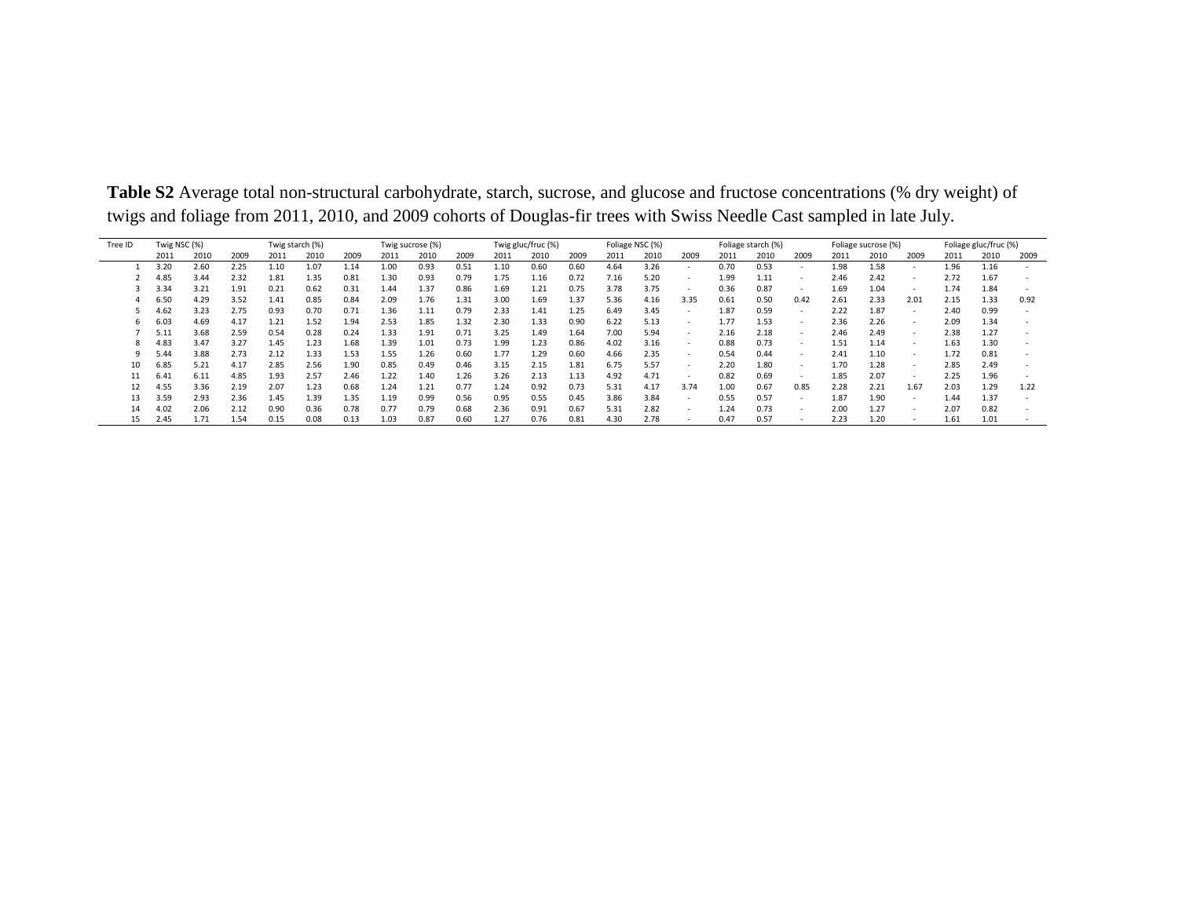**Table S2** Average total non-structural carbohydrate, starch, sucrose, and glucose and fructose concentrations (% dry weight) of twigs and foliage from 2011, 2010, and 2009 cohorts of Douglas-fir trees with Swiss Needle Cast sampled in late July.

| Tree ID | Twig NSC (%) | | | Twig starch (%) | | | Twig sucrose (%) | | | Twig gluc/fruc (%) | | | Foliage NSC (%) | | | Foliage starch (%) | | | Foliage sucrose (%) | | | Foliage gluc/fruc (%) | | |
|---|---|---|---|---|---|---|---|---|---|---|---|---|---|---|---|---|---|---|---|---|---|---|---|---|
| | 2011 | 2010 | 2009 | 2011 | 2010 | 2009 | 2011 | 2010 | 2009 | 2011 | 2010 | 2009 | 2011 | 2010 | 2009 | 2011 | 2010 | 2009 | 2011 | 2010 | 2009 | 2011 | 2010 | 2009 |
| 1 | 3.20 | 2.60 | 2.25 | 1.10 | 1.07 | 1.14 | 1.00 | 0.93 | 0.51 | 1.10 | 0.60 | 0.60 | 4.64 | 3.26 | - | 0.70 | 0.53 | - | 1.98 | 1.58 | - | 1.96 | 1.16 | - |
| 2 | 4.85 | 3.44 | 2.32 | 1.81 | 1.35 | 0.81 | 1.30 | 0.93 | 0.79 | 1.75 | 1.16 | 0.72 | 7.16 | 5.20 | - | 1.99 | 1.11 | - | 2.46 | 2.42 | - | 2.72 | 1.67 | - |
| 3 | 3.34 | 3.21 | 1.91 | 0.21 | 0.62 | 0.31 | 1.44 | 1.37 | 0.86 | 1.69 | 1.21 | 0.75 | 3.78 | 3.75 | - | 0.36 | 0.87 | - | 1.69 | 1.04 | - | 1.74 | 1.84 | - |
| 4 | 6.50 | 4.29 | 3.52 | 1.41 | 0.85 | 0.84 | 2.09 | 1.76 | 1.31 | 3.00 | 1.69 | 1.37 | 5.36 | 4.16 | 3.35 | 0.61 | 0.50 | 0.42 | 2.61 | 2.33 | 2.01 | 2.15 | 1.33 | 0.92 |
| 5 | 4.62 | 3.23 | 2.75 | 0.93 | 0.70 | 0.71 | 1.36 | 1.11 | 0.79 | 2.33 | 1.41 | 1.25 | 6.49 | 3.45 | - | 1.87 | 0.59 | - | 2.22 | 1.87 | - | 2.40 | 0.99 | - |
| 6 | 6.03 | 4.69 | 4.17 | 1.21 | 1.52 | 1.94 | 2.53 | 1.85 | 1.32 | 2.30 | 1.33 | 0.90 | 6.22 | 5.13 | - | 1.77 | 1.53 | - | 2.36 | 2.26 | - | 2.09 | 1.34 | - |
| 7 | 5.11 | 3.68 | 2.59 | 0.54 | 0.28 | 0.24 | 1.33 | 1.91 | 0.71 | 3.25 | 1.49 | 1.64 | 7.00 | 5.94 | - | 2.16 | 2.18 | - | 2.46 | 2.49 | - | 2.38 | 1.27 | - |
| 8 | 4.83 | 3.47 | 3.27 | 1.45 | 1.23 | 1.68 | 1.39 | 1.01 | 0.73 | 1.99 | 1.23 | 0.86 | 4.02 | 3.16 | - | 0.88 | 0.73 | - | 1.51 | 1.14 | - | 1.63 | 1.30 | - |
| 9 | 5.44 | 3.88 | 2.73 | 2.12 | 1.33 | 1.53 | 1.55 | 1.26 | 0.60 | 1.77 | 1.29 | 0.60 | 4.66 | 2.35 | - | 0.54 | 0.44 | - | 2.41 | 1.10 | - | 1.72 | 0.81 | - |
| 10 | 6.85 | 5.21 | 4.17 | 2.85 | 2.56 | 1.90 | 0.85 | 0.49 | 0.46 | 3.15 | 2.15 | 1.81 | 6.75 | 5.57 | - | 2.20 | 1.80 | - | 1.70 | 1.28 | - | 2.85 | 2.49 | - |
| 11 | 6.41 | 6.11 | 4.85 | 1.93 | 2.57 | 2.46 | 1.22 | 1.40 | 1.26 | 3.26 | 2.13 | 1.13 | 4.92 | 4.71 | - | 0.82 | 0.69 | - | 1.85 | 2.07 | - | 2.25 | 1.96 | - |
| 12 | 4.55 | 3.36 | 2.19 | 2.07 | 1.23 | 0.68 | 1.24 | 1.21 | 0.77 | 1.24 | 0.92 | 0.73 | 5.31 | 4.17 | 3.74 | 1.00 | 0.67 | 0.85 | 2.28 | 2.21 | 1.67 | 2.03 | 1.29 | 1.22 |
| 13 | 3.59 | 2.93 | 2.36 | 1.45 | 1.39 | 1.35 | 1.19 | 0.99 | 0.56 | 0.95 | 0.55 | 0.45 | 3.86 | 3.84 | - | 0.55 | 0.57 | - | 1.87 | 1.90 | - | 1.44 | 1.37 | - |
| 14 | 4.02 | 2.06 | 2.12 | 0.90 | 0.36 | 0.78 | 0.77 | 0.79 | 0.68 | 2.36 | 0.91 | 0.67 | 5.31 | 2.82 | - | 1.24 | 0.73 | - | 2.00 | 1.27 | - | 2.07 | 0.82 | - |
| 15 | 2.45 | 1.71 | 1.54 | 0.15 | 0.08 | 0.13 | 1.03 | 0.87 | 0.60 | 1.27 | 0.76 | 0.81 | 4.30 | 2.78 | - | 0.47 | 0.57 | - | 2.23 | 1.20 | - | 1.61 | 1.01 | - |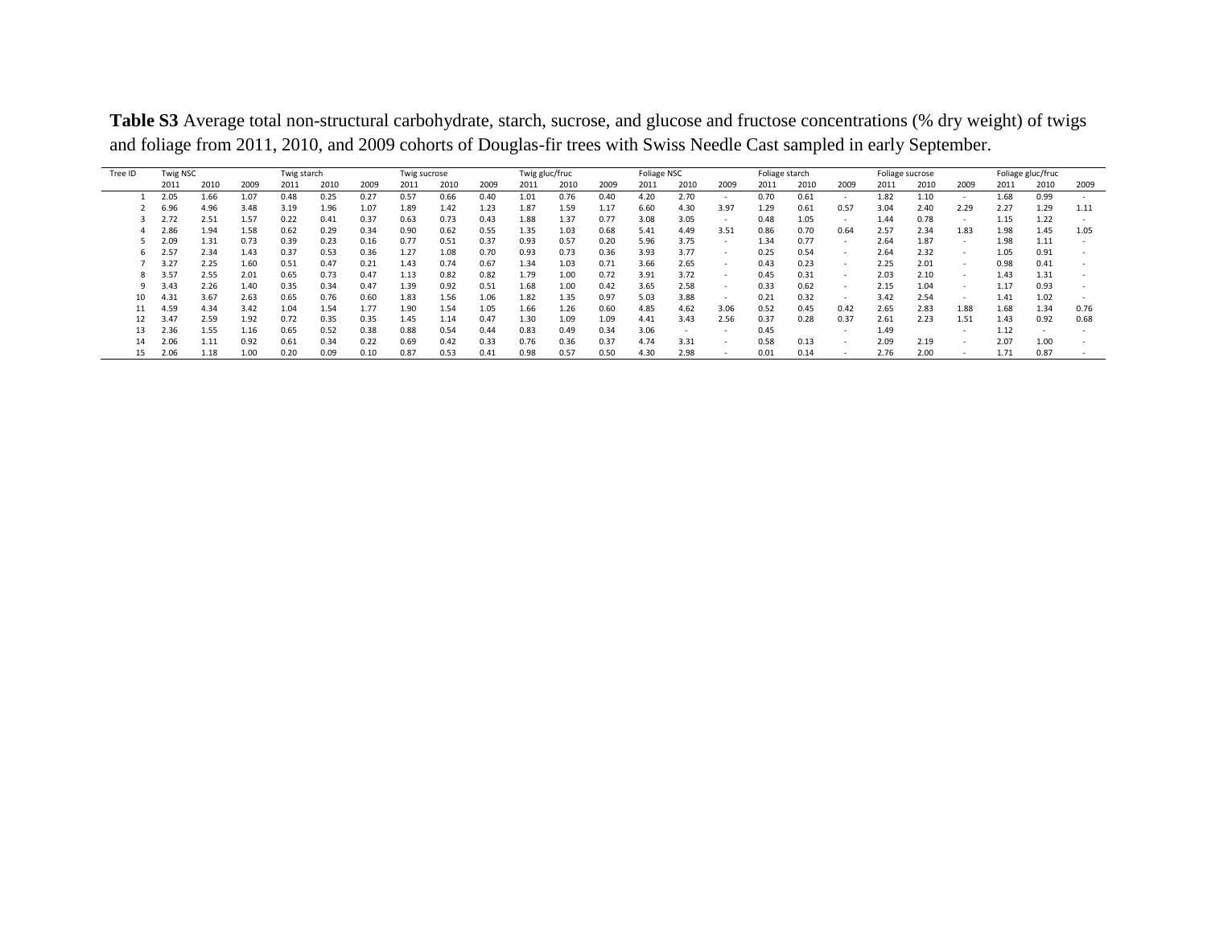**Table S3** Average total non-structural carbohydrate, starch, sucrose, and glucose and fructose concentrations (% dry weight) of twigs and foliage from 2011, 2010, and 2009 cohorts of Douglas-fir trees with Swiss Needle Cast sampled in early September.

| Tree ID | Twig NSC | | | Twig starch | | | Twig sucrose | | | Twig gluc/fruc | | | Foliage NSC | | | Foliage starch | | | Foliage sucrose | | | Foliage gluc/fruc | | |
|---|---|---|---|---|---|---|---|---|---|---|---|---|---|---|---|---|---|---|---|---|---|---|---|---|
| | 2011 | 2010 | 2009 | 2011 | 2010 | 2009 | 2011 | 2010 | 2009 | 2011 | 2010 | 2009 | 2011 | 2010 | 2009 | 2011 | 2010 | 2009 | 2011 | 2010 | 2009 | 2011 | 2010 | 2009 |
| 1 | 2.05 | 1.66 | 1.07 | 0.48 | 0.25 | 0.27 | 0.57 | 0.66 | 0.40 | 1.01 | 0.76 | 0.40 | 4.20 | 2.70 | - | 0.70 | 0.61 | - | 1.82 | 1.10 | - | 1.68 | 0.99 | - |
| 2 | 6.96 | 4.96 | 3.48 | 3.19 | 1.96 | 1.07 | 1.89 | 1.42 | 1.23 | 1.87 | 1.59 | 1.17 | 6.60 | 4.30 | 3.97 | 1.29 | 0.61 | 0.57 | 3.04 | 2.40 | 2.29 | 2.27 | 1.29 | 1.11 |
| 3 | 2.72 | 2.51 | 1.57 | 0.22 | 0.41 | 0.37 | 0.63 | 0.73 | 0.43 | 1.88 | 1.37 | 0.77 | 3.08 | 3.05 | - | 0.48 | 1.05 | - | 1.44 | 0.78 | - | 1.15 | 1.22 | - |
| 4 | 2.86 | 1.94 | 1.58 | 0.62 | 0.29 | 0.34 | 0.90 | 0.62 | 0.55 | 1.35 | 1.03 | 0.68 | 5.41 | 4.49 | 3.51 | 0.86 | 0.70 | 0.64 | 2.57 | 2.34 | 1.83 | 1.98 | 1.45 | 1.05 |
| 5 | 2.09 | 1.31 | 0.73 | 0.39 | 0.23 | 0.16 | 0.77 | 0.51 | 0.37 | 0.93 | 0.57 | 0.20 | 5.96 | 3.75 | - | 1.34 | 0.77 | - | 2.64 | 1.87 | - | 1.98 | 1.11 | - |
| 6 | 2.57 | 2.34 | 1.43 | 0.37 | 0.53 | 0.36 | 1.27 | 1.08 | 0.70 | 0.93 | 0.73 | 0.36 | 3.93 | 3.77 | - | 0.25 | 0.54 | - | 2.64 | 2.32 | - | 1.05 | 0.91 | - |
| 7 | 3.27 | 2.25 | 1.60 | 0.51 | 0.47 | 0.21 | 1.43 | 0.74 | 0.67 | 1.34 | 1.03 | 0.71 | 3.66 | 2.65 | - | 0.43 | 0.23 | - | 2.25 | 2.01 | - | 0.98 | 0.41 | - |
| 8 | 3.57 | 2.55 | 2.01 | 0.65 | 0.73 | 0.47 | 1.13 | 0.82 | 0.82 | 1.79 | 1.00 | 0.72 | 3.91 | 3.72 | - | 0.45 | 0.31 | - | 2.03 | 2.10 | - | 1.43 | 1.31 | - |
| 9 | 3.43 | 2.26 | 1.40 | 0.35 | 0.34 | 0.47 | 1.39 | 0.92 | 0.51 | 1.68 | 1.00 | 0.42 | 3.65 | 2.58 | - | 0.33 | 0.62 | - | 2.15 | 1.04 | - | 1.17 | 0.93 | - |
| 10 | 4.31 | 3.67 | 2.63 | 0.65 | 0.76 | 0.60 | 1.83 | 1.56 | 1.06 | 1.82 | 1.35 | 0.97 | 5.03 | 3.88 | - | 0.21 | 0.32 | - | 3.42 | 2.54 | - | 1.41 | 1.02 | - |
| 11 | 4.59 | 4.34 | 3.42 | 1.04 | 1.54 | 1.77 | 1.90 | 1.54 | 1.05 | 1.66 | 1.26 | 0.60 | 4.85 | 4.62 | 3.06 | 0.52 | 0.45 | 0.42 | 2.65 | 2.83 | 1.88 | 1.68 | 1.34 | 0.76 |
| 12 | 3.47 | 2.59 | 1.92 | 0.72 | 0.35 | 0.35 | 1.45 | 1.14 | 0.47 | 1.30 | 1.09 | 1.09 | 4.41 | 3.43 | 2.56 | 0.37 | 0.28 | 0.37 | 2.61 | 2.23 | 1.51 | 1.43 | 0.92 | 0.68 |
| 13 | 2.36 | 1.55 | 1.16 | 0.65 | 0.52 | 0.38 | 0.88 | 0.54 | 0.44 | 0.83 | 0.49 | 0.34 | 3.06 | - | - | 0.45 | | - | 1.49 | | - | 1.12 | - | - |
| 14 | 2.06 | 1.11 | 0.92 | 0.61 | 0.34 | 0.22 | 0.69 | 0.42 | 0.33 | 0.76 | 0.36 | 0.37 | 4.74 | 3.31 | - | 0.58 | 0.13 | - | 2.09 | 2.19 | - | 2.07 | 1.00 | - |
| 15 | 2.06 | 1.18 | 1.00 | 0.20 | 0.09 | 0.10 | 0.87 | 0.53 | 0.41 | 0.98 | 0.57 | 0.50 | 4.30 | 2.98 | - | 0.01 | 0.14 | - | 2.76 | 2.00 | - | 1.71 | 0.87 | - |